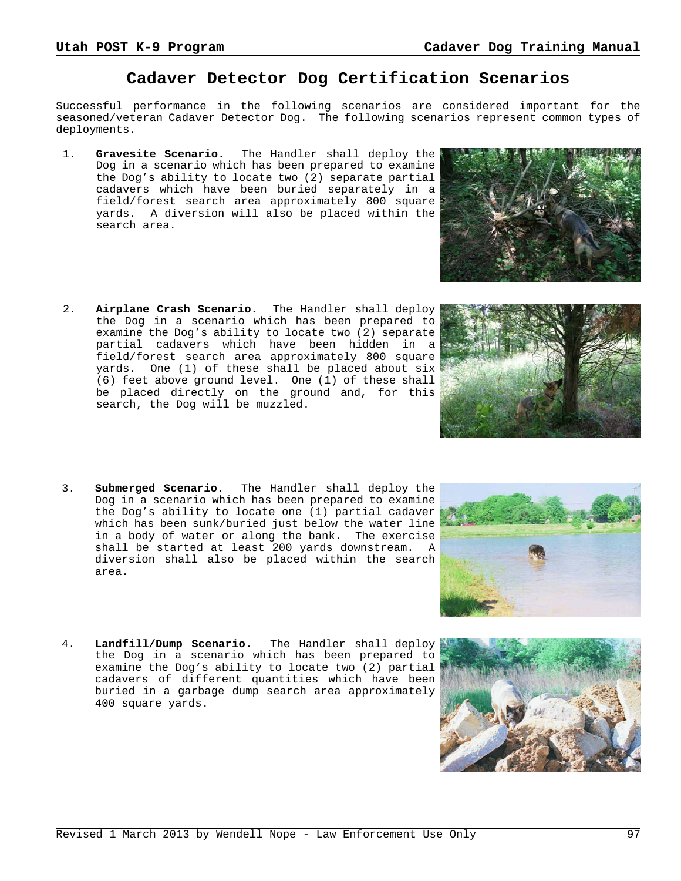# Cadaver Detector Dog Certification Scenarios

Successful performance in the following scenarios are considered important for the seasoned/veteran Cadaver Detector Dog. The following scenarios represent common types of deployments.

1. **Gravesite Scenario.** The Handler shall deploy the Dog in a scenario which has been prepared to examine the Dog's ability to locate two (2) separate partial cadavers which have been buried separately in a field/forest search area approximately 800 square yards. A diversion will also be placed within the search area.

2. **Airplane Crash Scenario.** The Handler shall deploy the Dog in a scenario which has been prepared to examine the Dog's ability to locate two (2) separate partial cadavers which have been hidden in a field/forest search area approximately 800 square yards. One (1) of these shall be placed about six (6) feet above ground level. One (1) of these shall be placed directly on the ground and, for this search, the Dog will be muzzled.

3. **Submerged Scenario.** The Handler shall deploy the Dog in a scenario which has been prepared to examine the Dog's ability to locate one (1) partial cadaver which has been sunk/buried just below the water line in a body of water or along the bank. The exercise shall be started at least 200 yards downstream. A diversion shall also be placed within the search area.

4. **Landfill/Dump Scenario.** The Handler shall deploy the Dog in a scenario which has been prepared to examine the Dog's ability to locate two (2) partial cadavers of different quantities which have been buried in a garbage dump search area approximately 400 square yards.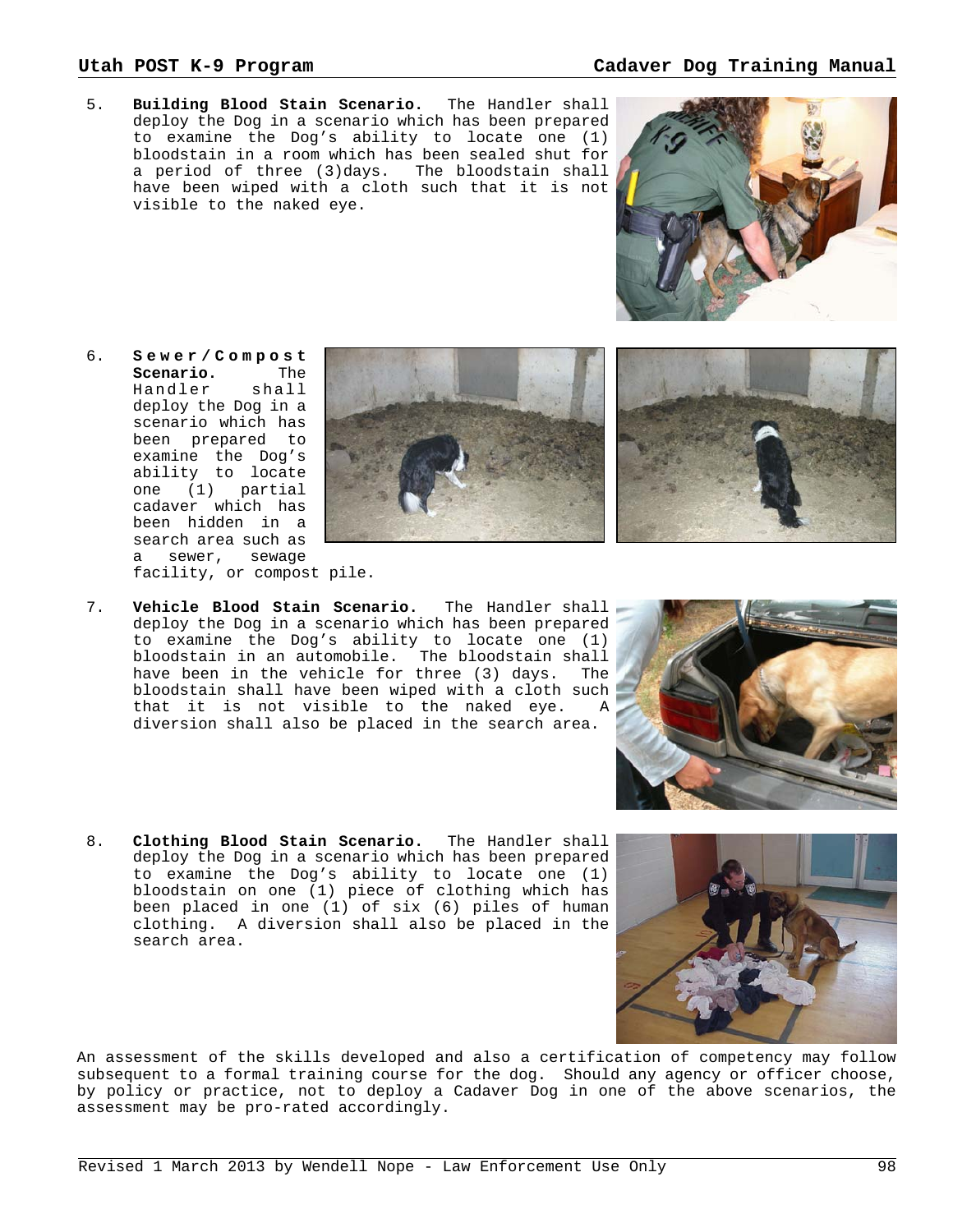5. **Building Blood Stain Scenario.** The Handler shall deploy the Dog in a scenario which has been prepared to examine the Dog's ability to locate one (1) bloodstain in a room which has been sealed shut for a period of three (3)days. The bloodstain shall have been wiped with a cloth such that it is not visible to the naked eye.

6. **Sewer/Compost Scenario.** The Handler shall deploy the Dog in a scenario which has been prepared to examine the Dog's ability to locate one (1) partial cadaver which has been hidden in a search area such as a sewer, sewage facility, or compost pile.

7. **Vehicle Blood Stain Scenario.** The Handler shall deploy the Dog in a scenario which has been prepared to examine the Dog's ability to locate one (1) bloodstain in an automobile. The bloodstain shall have been in the vehicle for three (3) days. The bloodstain shall have been wiped with a cloth such that it is not visible to the naked eye. A diversion shall also be placed in the search area.

8. **Clothing Blood Stain Scenario.** The Handler shall deploy the Dog in a scenario which has been prepared to examine the Dog's ability to locate one (1) bloodstain on one (1) piece of clothing which has been placed in one (1) of six (6) piles of human clothing. A diversion shall also be placed in the search area.

An assessment of the skills developed and also a certification of competency may follow subsequent to a formal training course for the dog. Should any agency or officer choose, by policy or practice, not to deploy a Cadaver Dog in one of the above scenarios, the assessment may be pro-rated accordingly.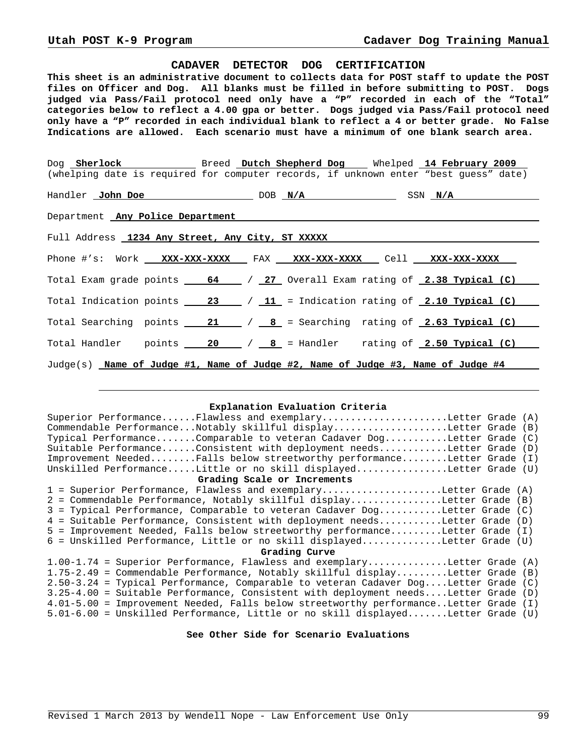# CADAVER DETECTOR DOG CERTIFICATION

**This sheet is an administrative document to collects data for POST staff to update the POST files on Officer and Dog. All blanks must be filled in before submitting to POST. Dogs judged via Pass/Fail protocol need only have a "P" recorded in each of the "Total" categories below to reflect a 4.00 gpa or better. Dogs judged via Pass/Fail protocol need only have a "P" recorded in each individual blank to reflect a 4 or better grade. No False Indications are allowed. Each scenario must have a minimum of one blank search area.**

Dog **Sherlock** Breed **Dutch Shepherd Dog** Whelped **14 February 2009**
(whelping date is required for computer records, if unknown enter "best guess" date)

Handler **John Doe** DOB **N/A** SSN **N/A**

Department **Any Police Department**

Full Address **1234 Any Street, Any City, ST XXXXX**

Phone #'s: Work **XXX-XXX-XXXX** FAX **XXX-XXX-XXXX** Cell **XXX-XXX-XXXX**

Total Exam grade points **64** / **27** Overall Exam rating of **2.38 Typical (C)**

Total Indication points **23** / **11** = Indication rating of **2.10 Typical (C)**

Total Searching points **21** / **8** = Searching rating of **2.63 Typical (C)**

Total Handler points **20** / **8** = Handler rating of **2.50 Typical (C)**

Judge(s) **Name of Judge #1, Name of Judge #2, Name of Judge #3, Name of Judge #4**

---

### Explanation Evaluation Criteria

Superior Performance......Flawless and exemplary......................Letter Grade (A)
Commendable Performance...Notably skillful display....................Letter Grade (B)
Typical Performance.......Comparable to veteran Cadaver Dog...........Letter Grade (C)
Suitable Performance......Consistent with deployment needs............Letter Grade (D)
Improvement Needed........Falls below streetworthy performance........Letter Grade (I)
Unskilled Performance.....Little or no skill displayed................Letter Grade (U)

### Grading Scale or Increments

1 = Superior Performance, Flawless and exemplary.....................Letter Grade (A)
2 = Commendable Performance, Notably skillful display................Letter Grade (B)
3 = Typical Performance, Comparable to veteran Cadaver Dog...........Letter Grade (C)
4 = Suitable Performance, Consistent with deployment needs...........Letter Grade (D)
5 = Improvement Needed, Falls below streetworthy performance.........Letter Grade (I)
6 = Unskilled Performance, Little or no skill displayed..............Letter Grade (U)

### Grading Curve

1.00-1.74 = Superior Performance, Flawless and exemplary..............Letter Grade (A)
1.75-2.49 = Commendable Performance, Notably skillful display.........Letter Grade (B)
2.50-3.24 = Typical Performance, Comparable to veteran Cadaver Dog....Letter Grade (C)
3.25-4.00 = Suitable Performance, Consistent with deployment needs....Letter Grade (D)
4.01-5.00 = Improvement Needed, Falls below streetworthy performance..Letter Grade (I)
5.01-6.00 = Unskilled Performance, Little or no skill displayed.......Letter Grade (U)

**See Other Side for Scenario Evaluations**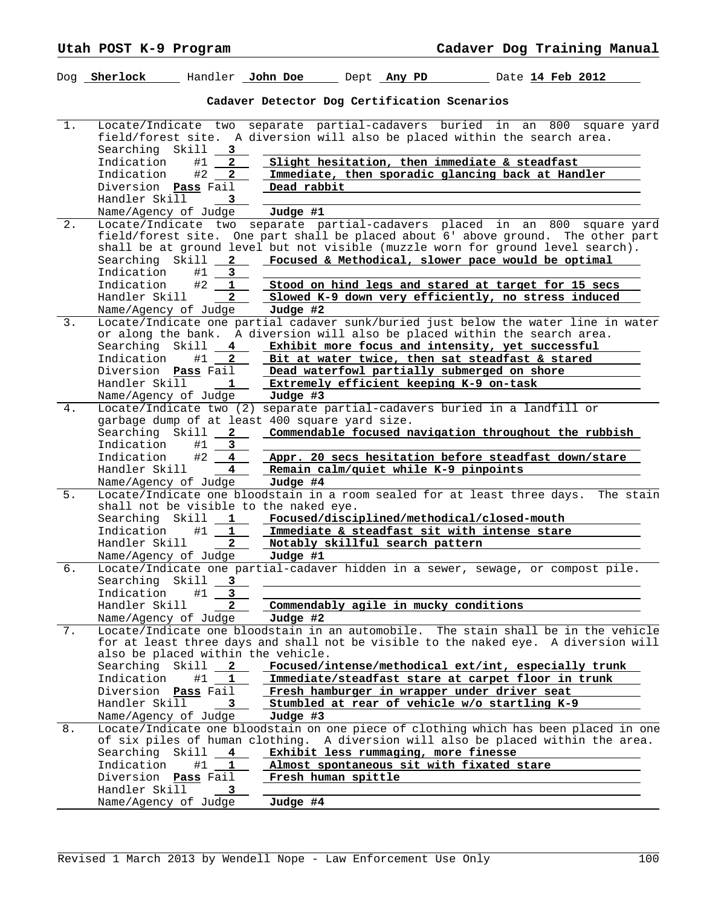Dog **Sherlock** Handler **John Doe** Dept **Any PD** Date **14 Feb 2012**

### Cadaver Detector Dog Certification Scenarios

1. Locate/Indicate two separate partial-cadavers buried in an 800 square yard field/forest site. A diversion will also be placed within the search area.
   - Searching Skill **3**
   - Indication #1 **2** — **Slight hesitation, then immediate & steadfast**
   - Indication #2 **2** — **Immediate, then sporadic glancing back at Handler**
   - Diversion **Pass** Fail — **Dead rabbit**
   - Handler Skill **3**
   - Name/Agency of Judge **Judge #1**

2. Locate/Indicate two separate partial-cadavers placed in an 800 square yard field/forest site. One part shall be placed about 6' above ground. The other part shall be at ground level but not visible (muzzle worn for ground level search).
   - Searching Skill **2** — **Focused & Methodical, slower pace would be optimal**
   - Indication #1 **3**
   - Indication #2 **1** — **Stood on hind legs and stared at target for 15 secs**
   - Handler Skill **2** — **Slowed K-9 down very efficiently, no stress induced**
   - Name/Agency of Judge **Judge #2**

3. Locate/Indicate one partial cadaver sunk/buried just below the water line in water or along the bank. A diversion will also be placed within the search area.
   - Searching Skill **4** — **Exhibit more focus and intensity, yet successful**
   - Indication #1 **2** — **Bit at water twice, then sat steadfast & stared**
   - Diversion **Pass** Fail — **Dead waterfowl partially submerged on shore**
   - Handler Skill **1** — **Extremely efficient keeping K-9 on-task**
   - Name/Agency of Judge **Judge #3**

4. Locate/Indicate two (2) separate partial-cadavers buried in a landfill or garbage dump of at least 400 square yard size.
   - Searching Skill **2** — **Commendable focused navigation throughout the rubbish**
   - Indication #1 **3**
   - Indication #2 **4** — **Appr. 20 secs hesitation before steadfast down/stare**
   - Handler Skill **4** — **Remain calm/quiet while K-9 pinpoints**
   - Name/Agency of Judge **Judge #4**

5. Locate/Indicate one bloodstain in a room sealed for at least three days. The stain shall not be visible to the naked eye.
   - Searching Skill **1** — **Focused/disciplined/methodical/closed-mouth**
   - Indication #1 **1** — **Immediate & steadfast sit with intense stare**
   - Handler Skill **2** — **Notably skillful search pattern**
   - Name/Agency of Judge **Judge #1**

6. Locate/Indicate one partial-cadaver hidden in a sewer, sewage, or compost pile.
   - Searching Skill **3**
   - Indication #1 **3**
   - Handler Skill **2** — **Commendably agile in mucky conditions**
   - Name/Agency of Judge **Judge #2**

7. Locate/Indicate one bloodstain in an automobile. The stain shall be in the vehicle for at least three days and shall not be visible to the naked eye. A diversion will also be placed within the vehicle.
   - Searching Skill **2** — **Focused/intense/methodical ext/int, especially trunk**
   - Indication #1 **1** — **Immediate/steadfast stare at carpet floor in trunk**
   - Diversion **Pass** Fail — **Fresh hamburger in wrapper under driver seat**
   - Handler Skill **3** — **Stumbled at rear of vehicle w/o startling K-9**
   - Name/Agency of Judge **Judge #3**

8. Locate/Indicate one bloodstain on one piece of clothing which has been placed in one of six piles of human clothing. A diversion will also be placed within the area.
   - Searching Skill **4** — **Exhibit less rummaging, more finesse**
   - Indication #1 **1** — **Almost spontaneous sit with fixated stare**
   - Diversion **Pass** Fail — **Fresh human spittle**
   - Handler Skill **3**
   - Name/Agency of Judge **Judge #4**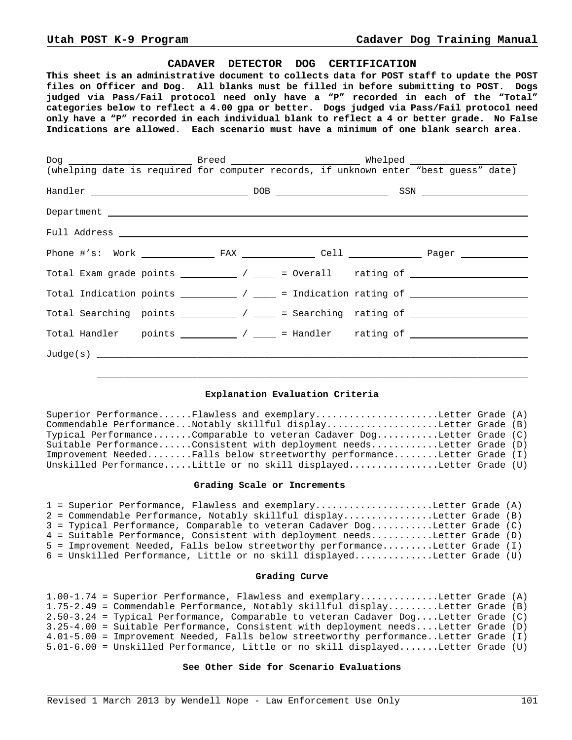# CADAVER DETECTOR DOG CERTIFICATION

**This sheet is an administrative document to collects data for POST staff to update the POST files on Officer and Dog. All blanks must be filled in before submitting to POST. Dogs judged via Pass/Fail protocol need only have a "P" recorded in each of the "Total" categories below to reflect a 4.00 gpa or better. Dogs judged via Pass/Fail protocol need only have a "P" recorded in each individual blank to reflect a 4 or better grade. No False Indications are allowed. Each scenario must have a minimum of one blank search area.**

Dog ______________________ Breed _______________________ Whelped ___________________
(whelping date is required for computer records, if unknown enter "best guess" date)

Handler ____________________________ DOB ____________________ SSN ___________________

Department ________________________________________________________________________

Full Address ______________________________________________________________________

Phone #'s: Work _____________ FAX _____________ Cell _____________ Pager ____________

Total Exam grade points __________ / ____ = Overall rating of ____________________

Total Indication points __________ / ____ = Indication rating of ____________________

Total Searching points __________ / ____ = Searching rating of ____________________

Total Handler points __________ / ____ = Handler rating of ____________________

Judge(s) __________________________________________________________________________

__________________________________________________________________________

### Explanation Evaluation Criteria

```
Superior Performance......Flawless and exemplary......................Letter Grade (A)
Commendable Performance...Notably skillful display....................Letter Grade (B)
Typical Performance.......Comparable to veteran Cadaver Dog...........Letter Grade (C)
Suitable Performance......Consistent with deployment needs............Letter Grade (D)
Improvement Needed........Falls below streetworthy performance........Letter Grade (I)
Unskilled Performance.....Little or no skill displayed................Letter Grade (U)
```

### Grading Scale or Increments

```
1 = Superior Performance, Flawless and exemplary.....................Letter Grade (A)
2 = Commendable Performance, Notably skillful display................Letter Grade (B)
3 = Typical Performance, Comparable to veteran Cadaver Dog...........Letter Grade (C)
4 = Suitable Performance, Consistent with deployment needs...........Letter Grade (D)
5 = Improvement Needed, Falls below streetworthy performance.........Letter Grade (I)
6 = Unskilled Performance, Little or no skill displayed..............Letter Grade (U)
```

### Grading Curve

```
1.00-1.74 = Superior Performance, Flawless and exemplary..............Letter Grade (A)
1.75-2.49 = Commendable Performance, Notably skillful display.........Letter Grade (B)
2.50-3.24 = Typical Performance, Comparable to veteran Cadaver Dog....Letter Grade (C)
3.25-4.00 = Suitable Performance, Consistent with deployment needs....Letter Grade (D)
4.01-5.00 = Improvement Needed, Falls below streetworthy performance..Letter Grade (I)
5.01-6.00 = Unskilled Performance, Little or no skill displayed.......Letter Grade (U)
```

**See Other Side for Scenario Evaluations**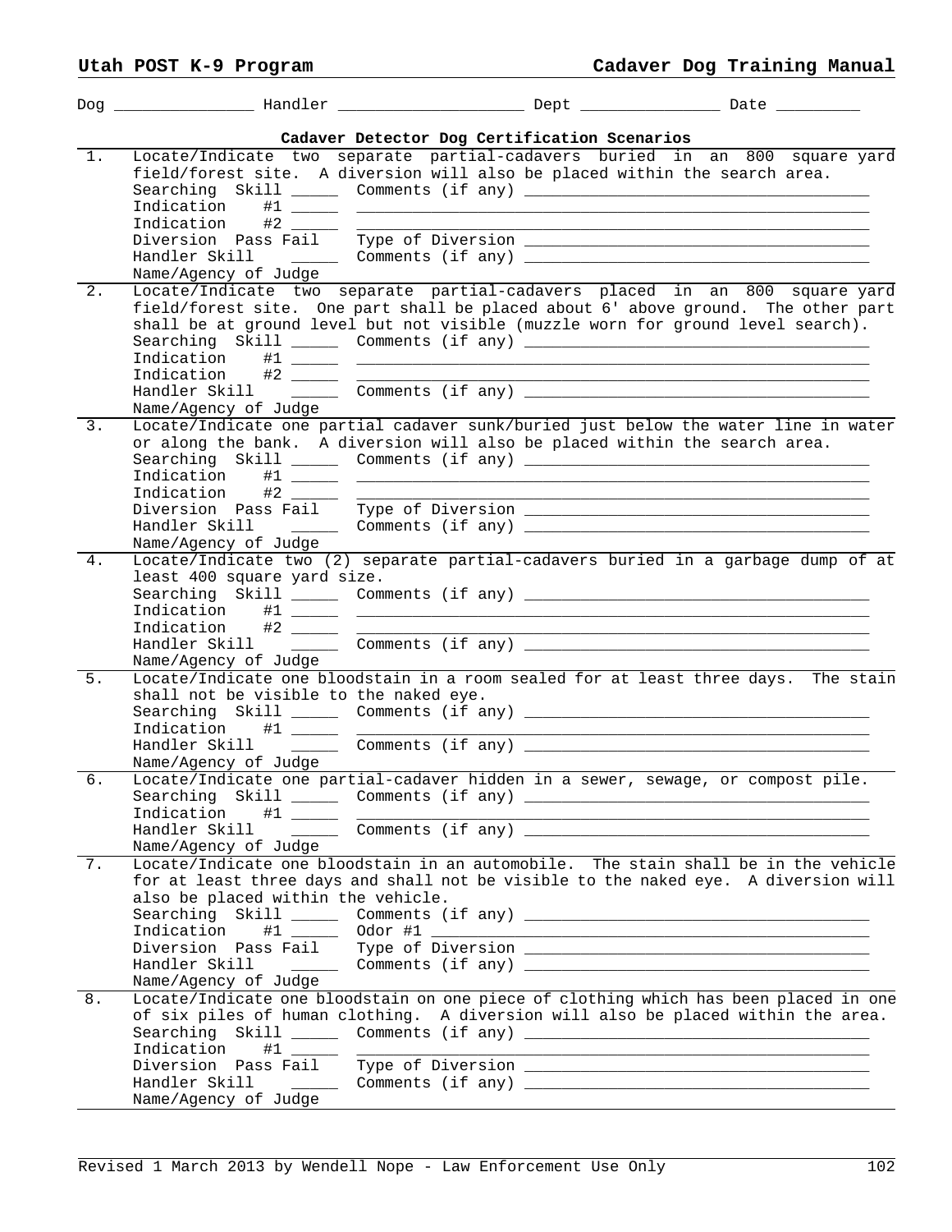Dog _______________ Handler ____________________ Dept _______________ Date _________

## Cadaver Detector Dog Certification Scenarios

**1.** Locate/Indicate two separate partial-cadavers buried in an 800 square yard field/forest site. A diversion will also be placed within the search area.

Searching Skill _____ Comments (if any) ______________________________________
Indication #1 _____ ______________________________________________________
Indication #2 _____ ______________________________________________________
Diversion Pass Fail Type of Diversion ______________________________________
Handler Skill _____ Comments (if any) ______________________________________
Name/Agency of Judge

**2.** Locate/Indicate two separate partial-cadavers placed in an 800 square yard field/forest site. One part shall be placed about 6' above ground. The other part shall be at ground level but not visible (muzzle worn for ground level search).

Searching Skill _____ Comments (if any) ______________________________________
Indication #1 _____ ______________________________________________________
Indication #2 _____ ______________________________________________________
Handler Skill _____ Comments (if any) ______________________________________
Name/Agency of Judge

**3.** Locate/Indicate one partial cadaver sunk/buried just below the water line in water or along the bank. A diversion will also be placed within the search area.

Searching Skill _____ Comments (if any) ______________________________________
Indication #1 _____ ______________________________________________________
Indication #2 _____ ______________________________________________________
Diversion Pass Fail Type of Diversion ______________________________________
Handler Skill _____ Comments (if any) ______________________________________
Name/Agency of Judge

**4.** Locate/Indicate two (2) separate partial-cadavers buried in a garbage dump of at least 400 square yard size.

Searching Skill _____ Comments (if any) ______________________________________
Indication #1 _____ ______________________________________________________
Indication #2 _____ ______________________________________________________
Handler Skill _____ Comments (if any) ______________________________________
Name/Agency of Judge

**5.** Locate/Indicate one bloodstain in a room sealed for at least three days. The stain shall not be visible to the naked eye.

Searching Skill _____ Comments (if any) ______________________________________
Indication #1 _____ ______________________________________________________
Handler Skill _____ Comments (if any) ______________________________________
Name/Agency of Judge

**6.** Locate/Indicate one partial-cadaver hidden in a sewer, sewage, or compost pile.

Searching Skill _____ Comments (if any) ______________________________________
Indication #1 _____ ______________________________________________________
Handler Skill _____ Comments (if any) ______________________________________
Name/Agency of Judge

**7.** Locate/Indicate one bloodstain in an automobile. The stain shall be in the vehicle for at least three days and shall not be visible to the naked eye. A diversion will also be placed within the vehicle.

Searching Skill _____ Comments (if any) ______________________________________
Indication #1 _____ Odor #1 ______________________________________________
Diversion Pass Fail Type of Diversion ______________________________________
Handler Skill _____ Comments (if any) ______________________________________
Name/Agency of Judge

**8.** Locate/Indicate one bloodstain on one piece of clothing which has been placed in one of six piles of human clothing. A diversion will also be placed within the area.

Searching Skill _____ Comments (if any) ______________________________________
Indication #1 _____ ______________________________________________________
Diversion Pass Fail Type of Diversion ______________________________________
Handler Skill _____ Comments (if any) ______________________________________
Name/Agency of Judge